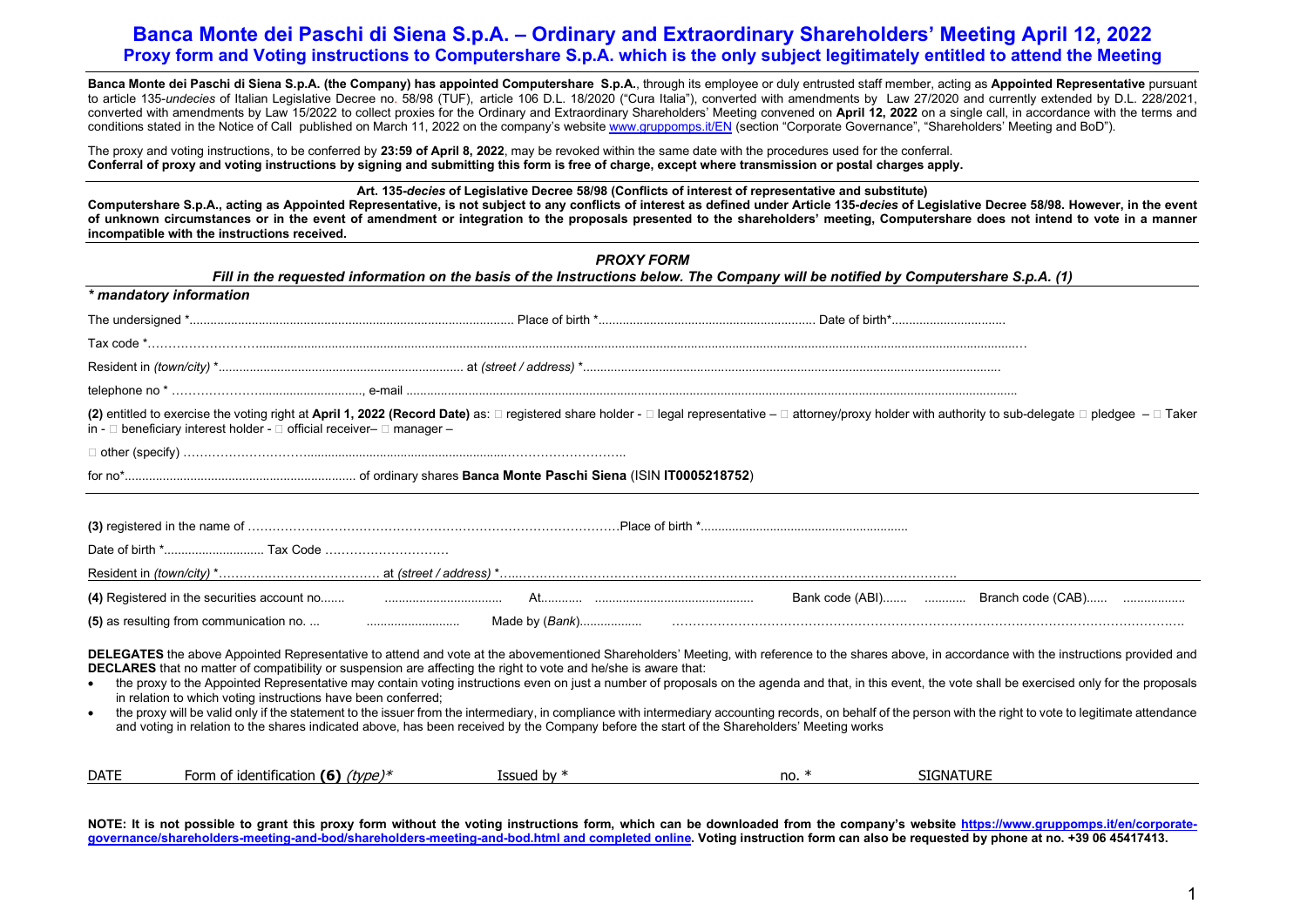# Banca Monte dei Paschi di Siena S.p.A. – Ordinary and Extraordinary Shareholders' Meeting April 12, 2022

## Proxy form and Voting instructions to Computershare S.p.A. which is the only subject legitimately entitled to attend the Meeting

**Banca Monte dei Paschi di Siena S.p.A. (the Company) has appointed Computershare S.p.A.**, through its employee or duly entrusted staff member, acting as **Appointed Representative** pursuant to article 135-*undecies* of Italian Legislative Decree no. 58/98 (TUF), article 106 D.L. 18/2020 ("Cura Italia"), converted with amendments by Law 27/2020 and currently extended by D.L. 228/2021, converted with amendments by Law 15/2022 to collect proxies for the Ordinary and Extraordinary Shareholders' Meeting convened on **April 12, 2022** on a single call, in accordance with the terms and conditions stated in the Notice of Call published on March 11, 2022 on the company's website www.gruppomps.it/EN (section "Corporate Governance", "Shareholders' Meeting and BoD").

The proxy and voting instructions, to be conferred by **23:59 of April 8, 2022**, may be revoked within the same date with the procedures used for the conferral.
**Conferral of proxy and voting instructions by signing and submitting this form is free of charge, except where transmission or postal charges apply.**

**Art. 135-*decies* of Legislative Decree 58/98 (Conflicts of interest of representative and substitute)**
**Computershare S.p.A., acting as Appointed Representative, is not subject to any conflicts of interest as defined under Article 135-*decies* of Legislative Decree 58/98. However, in the event of unknown circumstances or in the event of amendment or integration to the proposals presented to the shareholders' meeting, Computershare does not intend to vote in a manner incompatible with the instructions received.**

### *PROXY FORM*

***Fill in the requested information on the basis of the Instructions below. The Company will be notified by Computershare S.p.A. (1)***

***\* mandatory information***

The undersigned *............................................................................................ Place of birth *.............................................................. Date of birth*................................

Tax code *……………………..........................................................................................................................................................................................................................

Resident in *(town/city)* *...................................................................... at *(street / address)* *........................................................................................................

telephone no * ………………….............................., e-mail .................................................................................................................................................................................

**(2)** entitled to exercise the voting right at **April 1, 2022 (Record Date)** as: ☐ registered share holder - ☐ legal representative – ☐ attorney/proxy holder with authority to sub-delegate ☐ pledgee – ☐ Taker in - ☐ beneficiary interest holder - ☐ official receiver– ☐ manager –

☐ other (specify) …………………………........................................................……………………..

for no*.................................................................. of ordinary shares **Banca Monte Paschi Siena** (ISIN **IT0005218752**)

**(3)** registered in the name of ……………………………………………………………………………….Place of birth *..........................................................

Date of birth *............................ Tax Code …………………………

Resident in *(town/city)* *………………………………… at *(street / address)* *…..………………………………………………………………………………………….

**(4)** Registered in the securities account no....... ................................. At............ ............................................. Bank code (ABI)....... ........... Branch code (CAB)...... .................

**(5)** as resulting from communication no. ... .......................... Made by (*Bank*).................. ………………………………………………………………………………………………………….

**DELEGATES** the above Appointed Representative to attend and vote at the abovementioned Shareholders' Meeting, with reference to the shares above, in accordance with the instructions provided and **DECLARES** that no matter of compatibility or suspension are affecting the right to vote and he/she is aware that:

- the proxy to the Appointed Representative may contain voting instructions even on just a number of proposals on the agenda and that, in this event, the vote shall be exercised only for the proposals in relation to which voting instructions have been conferred;
- the proxy will be valid only if the statement to the issuer from the intermediary, in compliance with intermediary accounting records, on behalf of the person with the right to vote to legitimate attendance and voting in relation to the shares indicated above, has been received by the Company before the start of the Shareholders' Meeting works

| DATE | Form of identification **(6)** *(type)** | Issued by * | no. * | SIGNATURE |
|---|---|---|---|---|
| | | | | |

**NOTE: It is not possible to grant this proxy form without the voting instructions form, which can be downloaded from the company's website https://www.gruppomps.it/en/corporate-governance/shareholders-meeting-and-bod/shareholders-meeting-and-bod.html and completed online. Voting instruction form can also be requested by phone at no. +39 06 45417413.**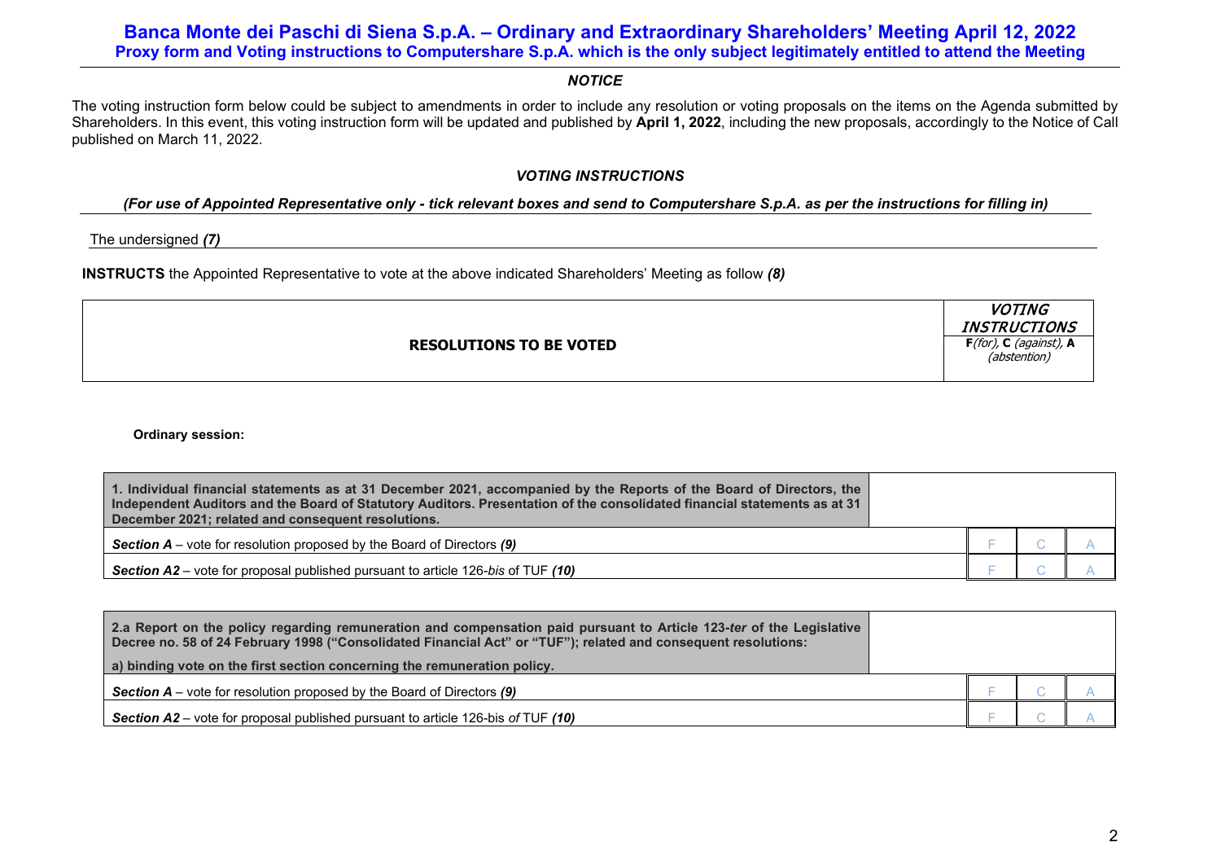## Banca Monte dei Paschi di Siena S.p.A. – Ordinary and Extraordinary Shareholders' Meeting April 12, 2022
### Proxy form and Voting instructions to Computershare S.p.A. which is the only subject legitimately entitled to attend the Meeting

***NOTICE***

The voting instruction form below could be subject to amendments in order to include any resolution or voting proposals on the items on the Agenda submitted by Shareholders. In this event, this voting instruction form will be updated and published by **April 1, 2022**, including the new proposals, accordingly to the Notice of Call published on March 11, 2022.

***VOTING INSTRUCTIONS***

***(For use of Appointed Representative only - tick relevant boxes and send to Computershare S.p.A. as per the instructions for filling in)***

The undersigned ***(7)***

**INSTRUCTS** the Appointed Representative to vote at the above indicated Shareholders' Meeting as follow ***(8)***

| RESOLUTIONS TO BE VOTED | *VOTING INSTRUCTIONS* **F**(*for*), **C** (*against*), **A** (*abstention*) |
|---|---|

**Ordinary session:**

| **1. Individual financial statements as at 31 December 2021, accompanied by the Reports of the Board of Directors, the Independent Auditors and the Board of Statutory Auditors. Presentation of the consolidated financial statements as at 31 December 2021; related and consequent resolutions.** | | | |
|---|---|---|---|
| ***Section A*** – vote for resolution proposed by the Board of Directors ***(9)*** | F | C | A |
| ***Section A2*** – vote for proposal published pursuant to article 126-*bis* of TUF ***(10)*** | F | C | A |

| **2.a Report on the policy regarding remuneration and compensation paid pursuant to Article 123-*ter* of the Legislative Decree no. 58 of 24 February 1998 ("Consolidated Financial Act" or "TUF"); related and consequent resolutions:** **a) binding vote on the first section concerning the remuneration policy.** | | | |
|---|---|---|---|
| ***Section A*** – vote for resolution proposed by the Board of Directors ***(9)*** | F | C | A |
| ***Section A2*** – vote for proposal published pursuant to article 126-bis *of* TUF ***(10)*** | F | C | A |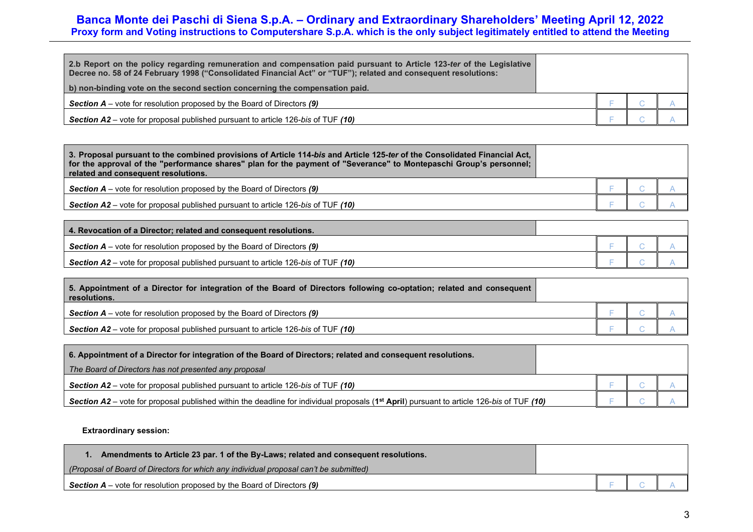| **2.b Report on the policy regarding remuneration and compensation paid pursuant to Article 123-*ter* of the Legislative Decree no. 58 of 24 February 1998 ("Consolidated Financial Act" or "TUF"); related and consequent resolutions:** **b) non-binding vote on the second section concerning the compensation paid.** | | | |
|---|---|---|---|
| ***Section A*** – vote for resolution proposed by the Board of Directors ***(9)*** | F | C | A |
| ***Section A2*** – vote for proposal published pursuant to article 126-*bis* of TUF ***(10)*** | F | C | A |

| **3. Proposal pursuant to the combined provisions of Article 114-*bis* and Article 125-*ter* of the Consolidated Financial Act, for the approval of the "performance shares" plan for the payment of "Severance" to Montepaschi Group's personnel; related and consequent resolutions.** | | | |
|---|---|---|---|
| ***Section A*** – vote for resolution proposed by the Board of Directors ***(9)*** | F | C | A |
| ***Section A2*** – vote for proposal published pursuant to article 126-*bis* of TUF ***(10)*** | F | C | A |

| **4. Revocation of a Director; related and consequent resolutions.** | | | |
|---|---|---|---|
| ***Section A*** – vote for resolution proposed by the Board of Directors ***(9)*** | F | C | A |
| ***Section A2*** – vote for proposal published pursuant to article 126-*bis* of TUF ***(10)*** | F | C | A |

| **5. Appointment of a Director for integration of the Board of Directors following co-optation; related and consequent resolutions.** | | | |
|---|---|---|---|
| ***Section A*** – vote for resolution proposed by the Board of Directors ***(9)*** | F | C | A |
| ***Section A2*** – vote for proposal published pursuant to article 126-*bis* of TUF ***(10)*** | F | C | A |

| **6. Appointment of a Director for integration of the Board of Directors; related and consequent resolutions.** *The Board of Directors has not presented any proposal* | | | |
|---|---|---|---|
| ***Section A2*** – vote for proposal published pursuant to article 126-*bis* of TUF ***(10)*** | F | C | A |
| ***Section A2*** – vote for proposal published within the deadline for individual proposals (**1st April**) pursuant to article 126-*bis* of TUF ***(10)*** | F | C | A |

**Extraordinary session:**

| **1. Amendments to Article 23 par. 1 of the By-Laws; related and consequent resolutions.** *(Proposal of Board of Directors for which any individual proposal can't be submitted)* | | | |
|---|---|---|---|
| ***Section A*** – vote for resolution proposed by the Board of Directors ***(9)*** | F | C | A |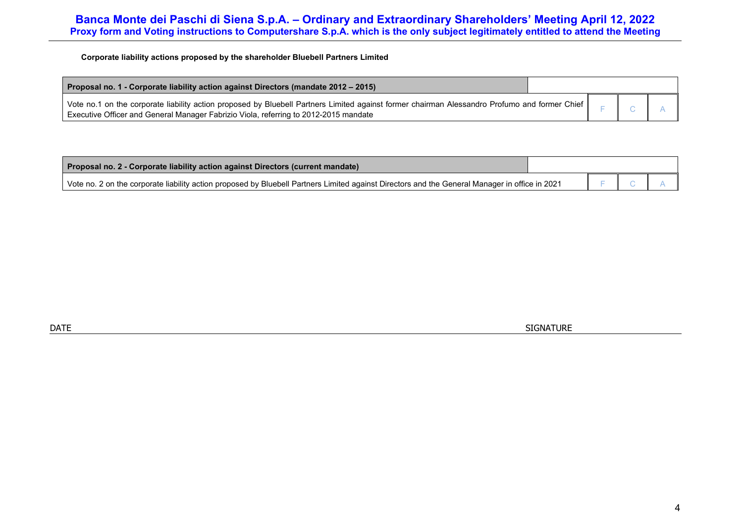**Corporate liability actions proposed by the shareholder Bluebell Partners Limited**

| Proposal no. 1 - Corporate liability action against Directors (mandate 2012 – 2015) | | | |
|---|---|---|---|
| Vote no.1 on the corporate liability action proposed by Bluebell Partners Limited against former chairman Alessandro Profumo and former Chief Executive Officer and General Manager Fabrizio Viola, referring to 2012-2015 mandate | F | C | A |

| Proposal no. 2 - Corporate liability action against Directors (current mandate) | | | |
|---|---|---|---|
| Vote no. 2 on the corporate liability action proposed by Bluebell Partners Limited against Directors and the General Manager in office in 2021 | F | C | A |

DATE SIGNATURE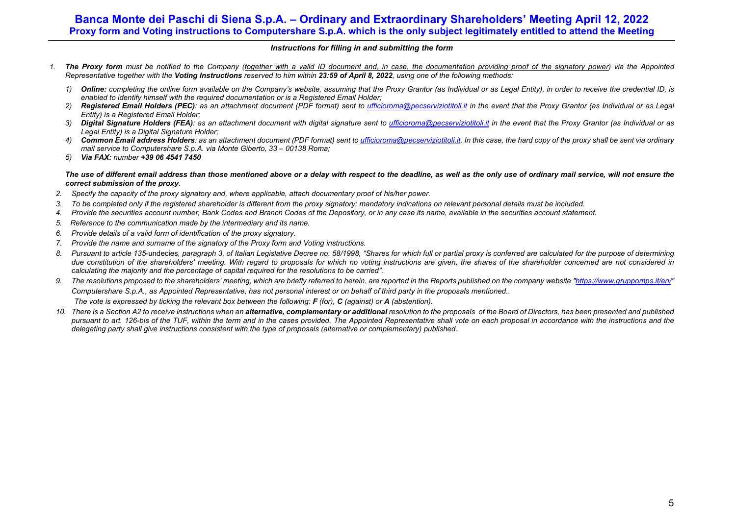# Banca Monte dei Paschi di Siena S.p.A. – Ordinary and Extraordinary Shareholders' Meeting April 12, 2022

## Proxy form and Voting instructions to Computershare S.p.A. which is the only subject legitimately entitled to attend the Meeting

***Instructions for filling in and submitting the form***

1. ***The Proxy form** must be notified to the Company (together with a valid ID document and, in case, the documentation providing proof of the signatory power) via the Appointed Representative together with the **Voting Instructions** reserved to him within **23:59 of April 8, 2022**, using one of the following methods:*
   1) ***Online:** completing the online form available on the Company's website, assuming that the Proxy Grantor (as Individual or as Legal Entity), in order to receive the credential ID, is enabled to identify himself with the required documentation or is a Registered Email Holder;*
   2) ***Registered Email Holders (PEC)**: as an attachment document (PDF format) sent to ufficioroma@pecserviziotitoli.it in the event that the Proxy Grantor (as Individual or as Legal Entity) is a Registered Email Holder;*
   3) ***Digital Signature Holders (FEA)**: as an attachment document with digital signature sent to ufficioroma@pecserviziotitoli.it in the event that the Proxy Grantor (as Individual or as Legal Entity) is a Digital Signature Holder;*
   4) ***Common Email address Holders**: as an attachment document (PDF format) sent to ufficioroma@pecserviziotitoli.it. In this case, the hard copy of the proxy shall be sent via ordinary mail service to Computershare S.p.A. via Monte Giberto, 33 – 00138 Roma;*
   5) ***Via FAX:** number **+39 06 4541 7450***

   ***The use of different email address than those mentioned above or a delay with respect to the deadline, as well as the only use of ordinary mail service, will not ensure the correct submission of the proxy**.*
2. *Specify the capacity of the proxy signatory and, where applicable, attach documentary proof of his/her power.*
3. *To be completed only if the registered shareholder is different from the proxy signatory; mandatory indications on relevant personal details must be included.*
4. *Provide the securities account number, Bank Codes and Branch Codes of the Depository, or in any case its name, available in the securities account statement.*
5. *Reference to the communication made by the intermediary and its name.*
6. *Provide details of a valid form of identification of the proxy signatory.*
7. *Provide the name and surname of the signatory of the Proxy form and Voting instructions.*
8. *Pursuant to article 135-*undecies*, paragraph 3, of Italian Legislative Decree no. 58/1998, "Shares for which full or partial proxy is conferred are calculated for the purpose of determining due constitution of the shareholders' meeting. With regard to proposals for which no voting instructions are given, the shares of the shareholder concerned are not considered in calculating the majority and the percentage of capital required for the resolutions to be carried".*
9. *The resolutions proposed to the shareholders' meeting, which are briefly referred to herein, are reported in the Reports published on the company website "https://www.gruppomps.it/en/" Computershare S.p.A., as Appointed Representative, has not personal interest or on behalf of third party in the proposals mentioned..*

   *The vote is expressed by ticking the relevant box between the following: **F** (for), **C** (against) or **A** (abstention).*
10. *There is a Section A2 to receive instructions when an **alternative, complementary or additional** resolution to the proposals of the Board of Directors, has been presented and published pursuant to art. 126-bis of the TUF, within the term and in the cases provided. The Appointed Representative shall vote on each proposal in accordance with the instructions and the delegating party shall give instructions consistent with the type of proposals (alternative or complementary) published.*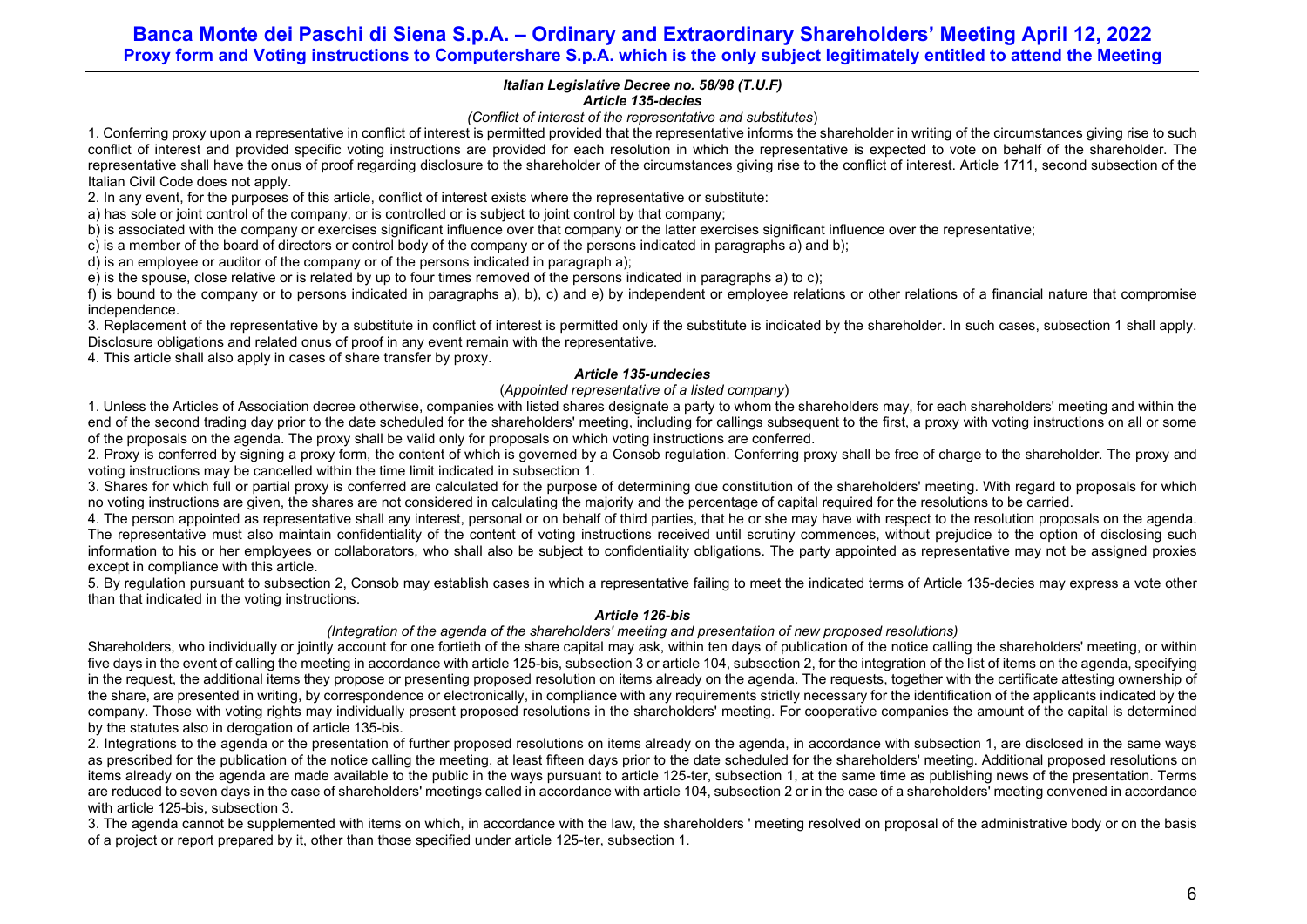#### *Italian Legislative Decree no. 58/98 (T.U.F)*

#### *Article 135-decies*

*(Conflict of interest of the representative and substitutes*)

1. Conferring proxy upon a representative in conflict of interest is permitted provided that the representative informs the shareholder in writing of the circumstances giving rise to such conflict of interest and provided specific voting instructions are provided for each resolution in which the representative is expected to vote on behalf of the shareholder. The representative shall have the onus of proof regarding disclosure to the shareholder of the circumstances giving rise to the conflict of interest. Article 1711, second subsection of the Italian Civil Code does not apply.

2. In any event, for the purposes of this article, conflict of interest exists where the representative or substitute:

a) has sole or joint control of the company, or is controlled or is subject to joint control by that company;

b) is associated with the company or exercises significant influence over that company or the latter exercises significant influence over the representative;

c) is a member of the board of directors or control body of the company or of the persons indicated in paragraphs a) and b);

d) is an employee or auditor of the company or of the persons indicated in paragraph a);

e) is the spouse, close relative or is related by up to four times removed of the persons indicated in paragraphs a) to c);

f) is bound to the company or to persons indicated in paragraphs a), b), c) and e) by independent or employee relations or other relations of a financial nature that compromise independence.

3. Replacement of the representative by a substitute in conflict of interest is permitted only if the substitute is indicated by the shareholder. In such cases, subsection 1 shall apply. Disclosure obligations and related onus of proof in any event remain with the representative.

4. This article shall also apply in cases of share transfer by proxy.

#### *Article 135-undecies*

(*Appointed representative of a listed company*)

1. Unless the Articles of Association decree otherwise, companies with listed shares designate a party to whom the shareholders may, for each shareholders' meeting and within the end of the second trading day prior to the date scheduled for the shareholders' meeting, including for callings subsequent to the first, a proxy with voting instructions on all or some of the proposals on the agenda. The proxy shall be valid only for proposals on which voting instructions are conferred.

2. Proxy is conferred by signing a proxy form, the content of which is governed by a Consob regulation. Conferring proxy shall be free of charge to the shareholder. The proxy and voting instructions may be cancelled within the time limit indicated in subsection 1.

3. Shares for which full or partial proxy is conferred are calculated for the purpose of determining due constitution of the shareholders' meeting. With regard to proposals for which no voting instructions are given, the shares are not considered in calculating the majority and the percentage of capital required for the resolutions to be carried.

4. The person appointed as representative shall any interest, personal or on behalf of third parties, that he or she may have with respect to the resolution proposals on the agenda. The representative must also maintain confidentiality of the content of voting instructions received until scrutiny commences, without prejudice to the option of disclosing such information to his or her employees or collaborators, who shall also be subject to confidentiality obligations. The party appointed as representative may not be assigned proxies except in compliance with this article.

5. By regulation pursuant to subsection 2, Consob may establish cases in which a representative failing to meet the indicated terms of Article 135-decies may express a vote other than that indicated in the voting instructions.

#### *Article 126-bis*

*(Integration of the agenda of the shareholders' meeting and presentation of new proposed resolutions)*

Shareholders, who individually or jointly account for one fortieth of the share capital may ask, within ten days of publication of the notice calling the shareholders' meeting, or within five days in the event of calling the meeting in accordance with article 125-bis, subsection 3 or article 104, subsection 2, for the integration of the list of items on the agenda, specifying in the request, the additional items they propose or presenting proposed resolution on items already on the agenda. The requests, together with the certificate attesting ownership of the share, are presented in writing, by correspondence or electronically, in compliance with any requirements strictly necessary for the identification of the applicants indicated by the company. Those with voting rights may individually present proposed resolutions in the shareholders' meeting. For cooperative companies the amount of the capital is determined by the statutes also in derogation of article 135-bis.

2. Integrations to the agenda or the presentation of further proposed resolutions on items already on the agenda, in accordance with subsection 1, are disclosed in the same ways as prescribed for the publication of the notice calling the meeting, at least fifteen days prior to the date scheduled for the shareholders' meeting. Additional proposed resolutions on items already on the agenda are made available to the public in the ways pursuant to article 125-ter, subsection 1, at the same time as publishing news of the presentation. Terms are reduced to seven days in the case of shareholders' meetings called in accordance with article 104, subsection 2 or in the case of a shareholders' meeting convened in accordance with article 125-bis, subsection 3.

3. The agenda cannot be supplemented with items on which, in accordance with the law, the shareholders ' meeting resolved on proposal of the administrative body or on the basis of a project or report prepared by it, other than those specified under article 125-ter, subsection 1.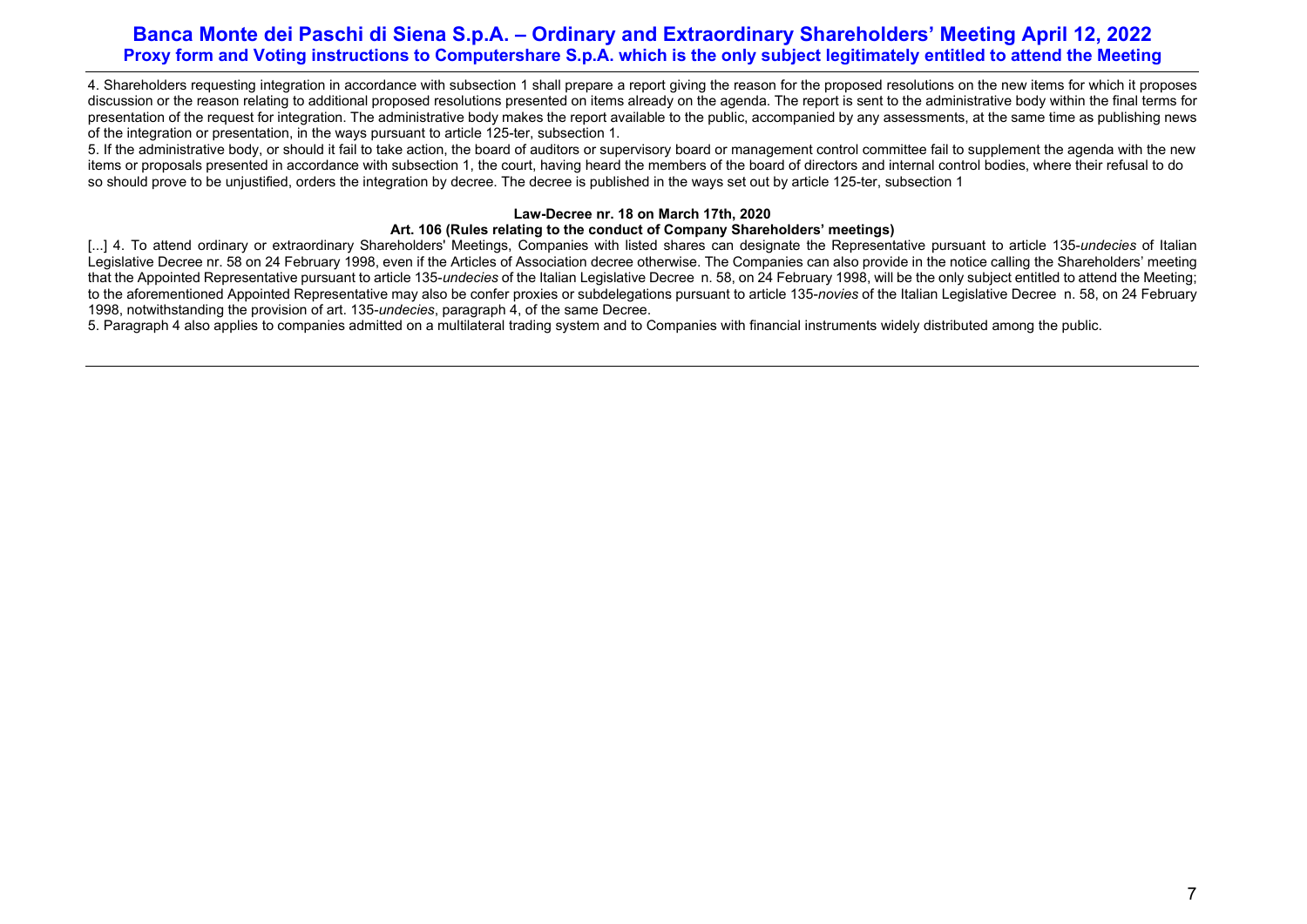4. Shareholders requesting integration in accordance with subsection 1 shall prepare a report giving the reason for the proposed resolutions on the new items for which it proposes discussion or the reason relating to additional proposed resolutions presented on items already on the agenda. The report is sent to the administrative body within the final terms for presentation of the request for integration. The administrative body makes the report available to the public, accompanied by any assessments, at the same time as publishing news of the integration or presentation, in the ways pursuant to article 125-ter, subsection 1.

5. If the administrative body, or should it fail to take action, the board of auditors or supervisory board or management control committee fail to supplement the agenda with the new items or proposals presented in accordance with subsection 1, the court, having heard the members of the board of directors and internal control bodies, where their refusal to do so should prove to be unjustified, orders the integration by decree. The decree is published in the ways set out by article 125-ter, subsection 1

**Law-Decree nr. 18 on March 17th, 2020**

**Art. 106 (Rules relating to the conduct of Company Shareholders' meetings)**

[...] 4. To attend ordinary or extraordinary Shareholders' Meetings, Companies with listed shares can designate the Representative pursuant to article 135-*undecies* of Italian Legislative Decree nr. 58 on 24 February 1998, even if the Articles of Association decree otherwise. The Companies can also provide in the notice calling the Shareholders' meeting that the Appointed Representative pursuant to article 135-*undecies* of the Italian Legislative Decree n. 58, on 24 February 1998, will be the only subject entitled to attend the Meeting; to the aforementioned Appointed Representative may also be confer proxies or subdelegations pursuant to article 135-*novies* of the Italian Legislative Decree n. 58, on 24 February 1998, notwithstanding the provision of art. 135-*undecies*, paragraph 4, of the same Decree.

5. Paragraph 4 also applies to companies admitted on a multilateral trading system and to Companies with financial instruments widely distributed among the public.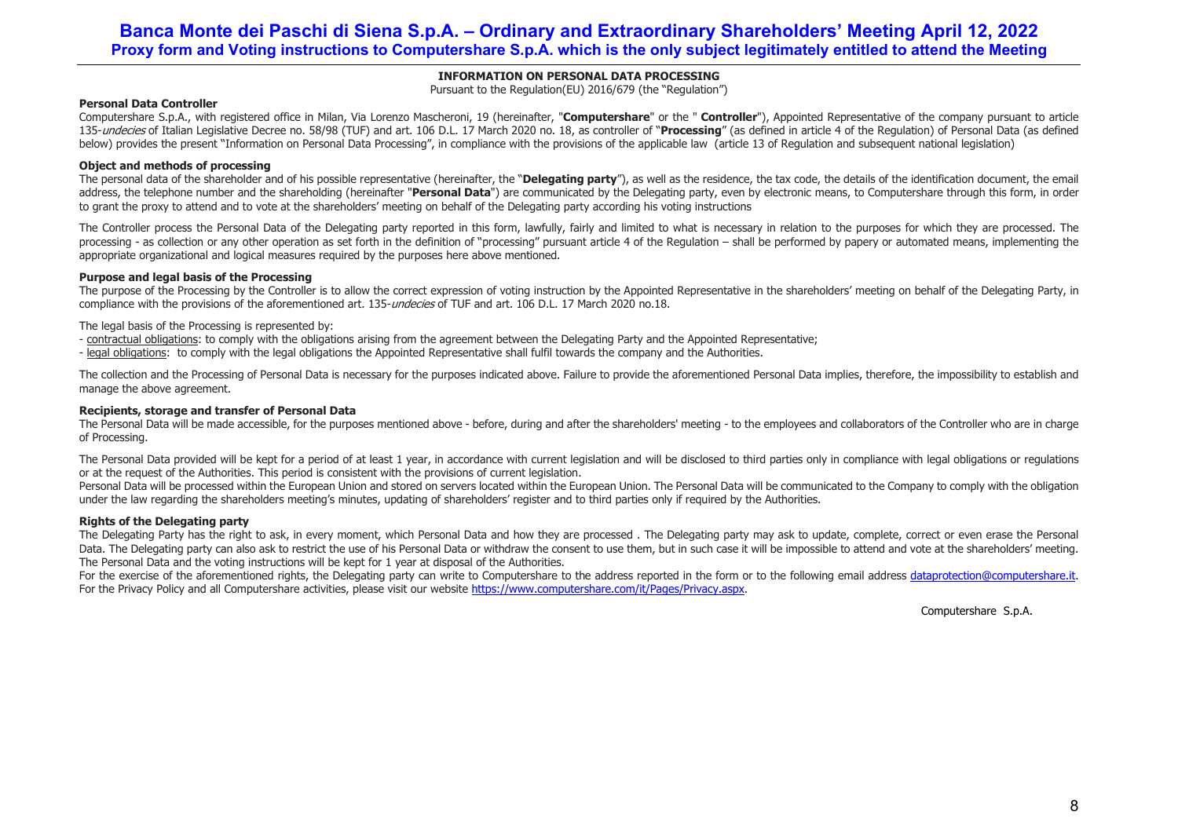# Banca Monte dei Paschi di Siena S.p.A. – Ordinary and Extraordinary Shareholders' Meeting April 12, 2022

**Proxy form and Voting instructions to Computershare S.p.A. which is the only subject legitimately entitled to attend the Meeting**

## INFORMATION ON PERSONAL DATA PROCESSING

Pursuant to the Regulation(EU) 2016/679 (the "Regulation")

### Personal Data Controller

Computershare S.p.A., with registered office in Milan, Via Lorenzo Mascheroni, 19 (hereinafter, "**Computershare**" or the " **Controller**"), Appointed Representative of the company pursuant to article 135-*undecies* of Italian Legislative Decree no. 58/98 (TUF) and art. 106 D.L. 17 March 2020 no. 18, as controller of "**Processing**" (as defined in article 4 of the Regulation) of Personal Data (as defined below) provides the present "Information on Personal Data Processing", in compliance with the provisions of the applicable law (article 13 of Regulation and subsequent national legislation)

### Object and methods of processing

The personal data of the shareholder and of his possible representative (hereinafter, the "**Delegating party**"), as well as the residence, the tax code, the details of the identification document, the email address, the telephone number and the shareholding (hereinafter "**Personal Data**") are communicated by the Delegating party, even by electronic means, to Computershare through this form, in order to grant the proxy to attend and to vote at the shareholders' meeting on behalf of the Delegating party according his voting instructions

The Controller process the Personal Data of the Delegating party reported in this form, lawfully, fairly and limited to what is necessary in relation to the purposes for which they are processed. The processing - as collection or any other operation as set forth in the definition of "processing" pursuant article 4 of the Regulation – shall be performed by papery or automated means, implementing the appropriate organizational and logical measures required by the purposes here above mentioned.

### Purpose and legal basis of the Processing

The purpose of the Processing by the Controller is to allow the correct expression of voting instruction by the Appointed Representative in the shareholders' meeting on behalf of the Delegating Party, in compliance with the provisions of the aforementioned art. 135-*undecies* of TUF and art. 106 D.L. 17 March 2020 no.18.

The legal basis of the Processing is represented by:

- contractual obligations: to comply with the obligations arising from the agreement between the Delegating Party and the Appointed Representative;
- legal obligations: to comply with the legal obligations the Appointed Representative shall fulfil towards the company and the Authorities.

The collection and the Processing of Personal Data is necessary for the purposes indicated above. Failure to provide the aforementioned Personal Data implies, therefore, the impossibility to establish and manage the above agreement.

### Recipients, storage and transfer of Personal Data

The Personal Data will be made accessible, for the purposes mentioned above - before, during and after the shareholders' meeting - to the employees and collaborators of the Controller who are in charge of Processing.

The Personal Data provided will be kept for a period of at least 1 year, in accordance with current legislation and will be disclosed to third parties only in compliance with legal obligations or regulations or at the request of the Authorities. This period is consistent with the provisions of current legislation.
Personal Data will be processed within the European Union and stored on servers located within the European Union. The Personal Data will be communicated to the Company to comply with the obligation under the law regarding the shareholders meeting's minutes, updating of shareholders' register and to third parties only if required by the Authorities.

### Rights of the Delegating party

The Delegating Party has the right to ask, in every moment, which Personal Data and how they are processed . The Delegating party may ask to update, complete, correct or even erase the Personal Data. The Delegating party can also ask to restrict the use of his Personal Data or withdraw the consent to use them, but in such case it will be impossible to attend and vote at the shareholders' meeting. The Personal Data and the voting instructions will be kept for 1 year at disposal of the Authorities.
For the exercise of the aforementioned rights, the Delegating party can write to Computershare to the address reported in the form or to the following email address dataprotection@computershare.it.
For the Privacy Policy and all Computershare activities, please visit our website https://www.computershare.com/it/Pages/Privacy.aspx.

Computershare S.p.A.